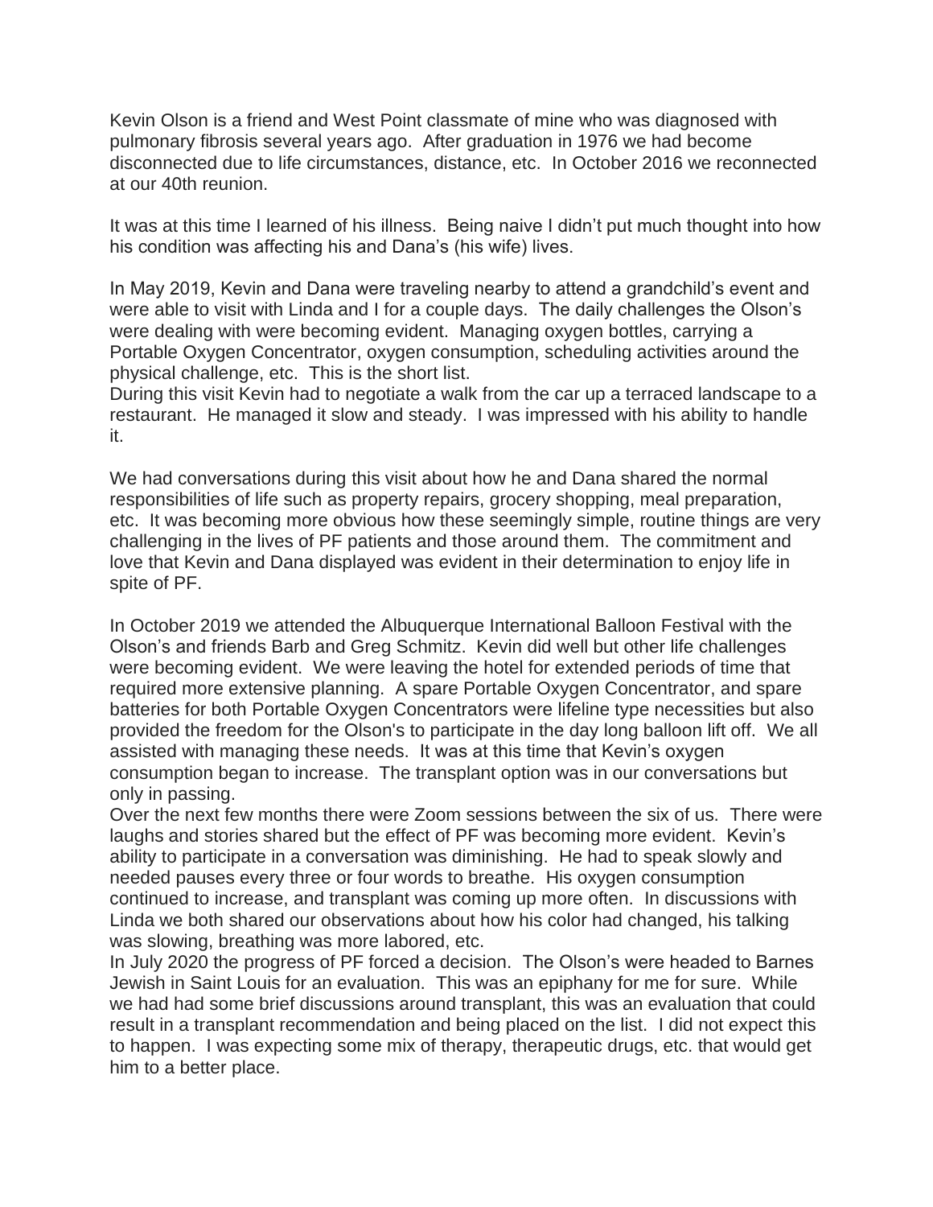Kevin Olson is a friend and West Point classmate of mine who was diagnosed with pulmonary fibrosis several years ago. After graduation in 1976 we had become disconnected due to life circumstances, distance, etc. In October 2016 we reconnected at our 40th reunion.

It was at this time I learned of his illness. Being naive I didn't put much thought into how his condition was affecting his and Dana's (his wife) lives.

In May 2019, Kevin and Dana were traveling nearby to attend a grandchild's event and were able to visit with Linda and I for a couple days. The daily challenges the Olson's were dealing with were becoming evident. Managing oxygen bottles, carrying a Portable Oxygen Concentrator, oxygen consumption, scheduling activities around the physical challenge, etc. This is the short list.
During this visit Kevin had to negotiate a walk from the car up a terraced landscape to a restaurant. He managed it slow and steady. I was impressed with his ability to handle it.

We had conversations during this visit about how he and Dana shared the normal responsibilities of life such as property repairs, grocery shopping, meal preparation, etc. It was becoming more obvious how these seemingly simple, routine things are very challenging in the lives of PF patients and those around them. The commitment and love that Kevin and Dana displayed was evident in their determination to enjoy life in spite of PF.

In October 2019 we attended the Albuquerque International Balloon Festival with the Olson's and friends Barb and Greg Schmitz. Kevin did well but other life challenges were becoming evident. We were leaving the hotel for extended periods of time that required more extensive planning. A spare Portable Oxygen Concentrator, and spare batteries for both Portable Oxygen Concentrators were lifeline type necessities but also provided the freedom for the Olson's to participate in the day long balloon lift off. We all assisted with managing these needs. It was at this time that Kevin's oxygen consumption began to increase. The transplant option was in our conversations but only in passing.
Over the next few months there were Zoom sessions between the six of us. There were laughs and stories shared but the effect of PF was becoming more evident. Kevin's ability to participate in a conversation was diminishing. He had to speak slowly and needed pauses every three or four words to breathe. His oxygen consumption continued to increase, and transplant was coming up more often. In discussions with Linda we both shared our observations about how his color had changed, his talking was slowing, breathing was more labored, etc.
In July 2020 the progress of PF forced a decision. The Olson's were headed to Barnes Jewish in Saint Louis for an evaluation. This was an epiphany for me for sure. While we had had some brief discussions around transplant, this was an evaluation that could result in a transplant recommendation and being placed on the list. I did not expect this to happen. I was expecting some mix of therapy, therapeutic drugs, etc. that would get him to a better place.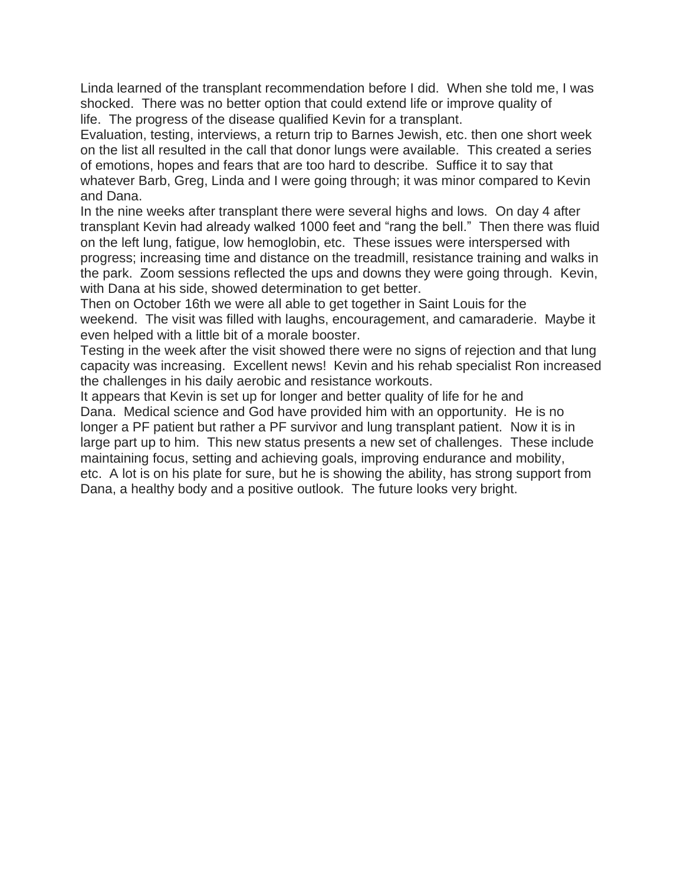Linda learned of the transplant recommendation before I did. When she told me, I was shocked. There was no better option that could extend life or improve quality of life. The progress of the disease qualified Kevin for a transplant.

Evaluation, testing, interviews, a return trip to Barnes Jewish, etc. then one short week on the list all resulted in the call that donor lungs were available. This created a series of emotions, hopes and fears that are too hard to describe. Suffice it to say that whatever Barb, Greg, Linda and I were going through; it was minor compared to Kevin and Dana.

In the nine weeks after transplant there were several highs and lows. On day 4 after transplant Kevin had already walked 1000 feet and "rang the bell." Then there was fluid on the left lung, fatigue, low hemoglobin, etc. These issues were interspersed with progress; increasing time and distance on the treadmill, resistance training and walks in the park. Zoom sessions reflected the ups and downs they were going through. Kevin, with Dana at his side, showed determination to get better.

Then on October 16th we were all able to get together in Saint Louis for the weekend. The visit was filled with laughs, encouragement, and camaraderie. Maybe it even helped with a little bit of a morale booster.

Testing in the week after the visit showed there were no signs of rejection and that lung capacity was increasing. Excellent news! Kevin and his rehab specialist Ron increased the challenges in his daily aerobic and resistance workouts.

It appears that Kevin is set up for longer and better quality of life for he and Dana. Medical science and God have provided him with an opportunity. He is no longer a PF patient but rather a PF survivor and lung transplant patient. Now it is in large part up to him. This new status presents a new set of challenges. These include maintaining focus, setting and achieving goals, improving endurance and mobility, etc. A lot is on his plate for sure, but he is showing the ability, has strong support from Dana, a healthy body and a positive outlook. The future looks very bright.